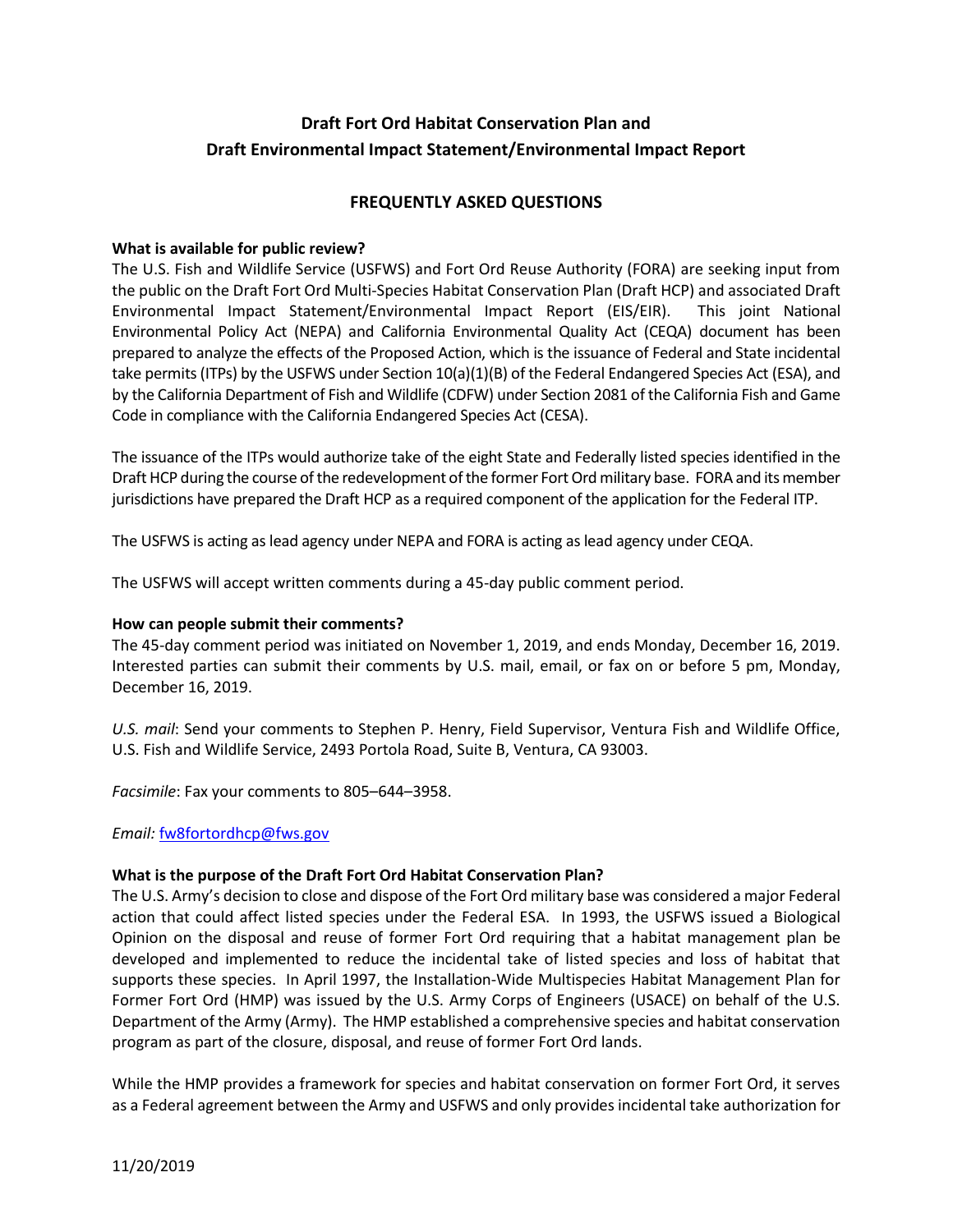# Draft Fort Ord Habitat Conservation Plan and Draft Environmental Impact Statement/Environmental Impact Report

## FREQUENTLY ASKED QUESTIONS

**What is available for public review?**

The U.S. Fish and Wildlife Service (USFWS) and Fort Ord Reuse Authority (FORA) are seeking input from the public on the Draft Fort Ord Multi-Species Habitat Conservation Plan (Draft HCP) and associated Draft Environmental Impact Statement/Environmental Impact Report (EIS/EIR). This joint National Environmental Policy Act (NEPA) and California Environmental Quality Act (CEQA) document has been prepared to analyze the effects of the Proposed Action, which is the issuance of Federal and State incidental take permits (ITPs) by the USFWS under Section 10(a)(1)(B) of the Federal Endangered Species Act (ESA), and by the California Department of Fish and Wildlife (CDFW) under Section 2081 of the California Fish and Game Code in compliance with the California Endangered Species Act (CESA).

The issuance of the ITPs would authorize take of the eight State and Federally listed species identified in the Draft HCP during the course of the redevelopment of the former Fort Ord military base. FORA and its member jurisdictions have prepared the Draft HCP as a required component of the application for the Federal ITP.

The USFWS is acting as lead agency under NEPA and FORA is acting as lead agency under CEQA.

The USFWS will accept written comments during a 45-day public comment period.

**How can people submit their comments?**

The 45-day comment period was initiated on November 1, 2019, and ends Monday, December 16, 2019. Interested parties can submit their comments by U.S. mail, email, or fax on or before 5 pm, Monday, December 16, 2019.

*U.S. mail*: Send your comments to Stephen P. Henry, Field Supervisor, Ventura Fish and Wildlife Office, U.S. Fish and Wildlife Service, 2493 Portola Road, Suite B, Ventura, CA 93003.

*Facsimile*: Fax your comments to 805–644–3958.

*Email:* fw8fortordhcp@fws.gov

**What is the purpose of the Draft Fort Ord Habitat Conservation Plan?**

The U.S. Army's decision to close and dispose of the Fort Ord military base was considered a major Federal action that could affect listed species under the Federal ESA. In 1993, the USFWS issued a Biological Opinion on the disposal and reuse of former Fort Ord requiring that a habitat management plan be developed and implemented to reduce the incidental take of listed species and loss of habitat that supports these species. In April 1997, the Installation-Wide Multispecies Habitat Management Plan for Former Fort Ord (HMP) was issued by the U.S. Army Corps of Engineers (USACE) on behalf of the U.S. Department of the Army (Army). The HMP established a comprehensive species and habitat conservation program as part of the closure, disposal, and reuse of former Fort Ord lands.

While the HMP provides a framework for species and habitat conservation on former Fort Ord, it serves as a Federal agreement between the Army and USFWS and only provides incidental take authorization for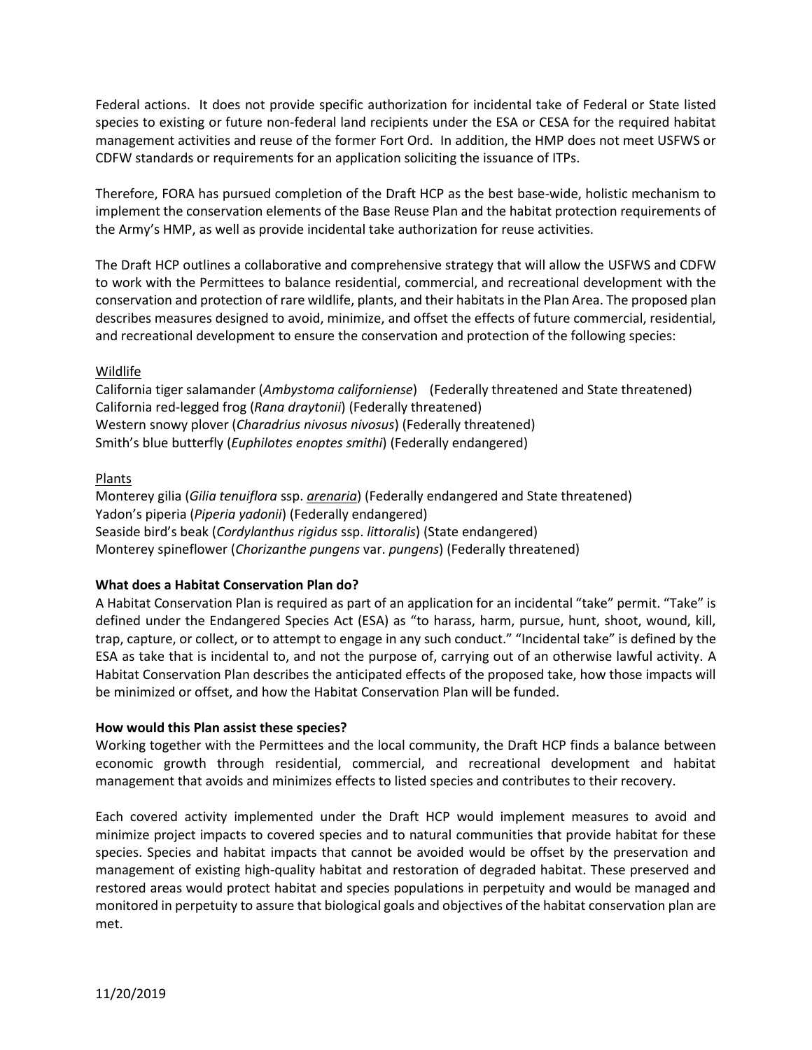Federal actions. It does not provide specific authorization for incidental take of Federal or State listed species to existing or future non-federal land recipients under the ESA or CESA for the required habitat management activities and reuse of the former Fort Ord. In addition, the HMP does not meet USFWS or CDFW standards or requirements for an application soliciting the issuance of ITPs.

Therefore, FORA has pursued completion of the Draft HCP as the best base-wide, holistic mechanism to implement the conservation elements of the Base Reuse Plan and the habitat protection requirements of the Army's HMP, as well as provide incidental take authorization for reuse activities.

The Draft HCP outlines a collaborative and comprehensive strategy that will allow the USFWS and CDFW to work with the Permittees to balance residential, commercial, and recreational development with the conservation and protection of rare wildlife, plants, and their habitats in the Plan Area. The proposed plan describes measures designed to avoid, minimize, and offset the effects of future commercial, residential, and recreational development to ensure the conservation and protection of the following species:

<u>Wildlife</u>

California tiger salamander (*Ambystoma californiense*) (Federally threatened and State threatened)
California red-legged frog (*Rana draytonii*) (Federally threatened)
Western snowy plover (*Charadrius nivosus nivosus*) (Federally threatened)
Smith's blue butterfly (*Euphilotes enoptes smithi*) (Federally endangered)

<u>Plants</u>

Monterey gilia (*Gilia tenuiflora* ssp. *<u>arenaria</u>*) (Federally endangered and State threatened)
Yadon's piperia (*Piperia yadonii*) (Federally endangered)
Seaside bird's beak (*Cordylanthus rigidus* ssp. *littoralis*) (State endangered)
Monterey spineflower (*Chorizanthe pungens* var. *pungens*) (Federally threatened)

**What does a Habitat Conservation Plan do?**

A Habitat Conservation Plan is required as part of an application for an incidental "take" permit. "Take" is defined under the Endangered Species Act (ESA) as "to harass, harm, pursue, hunt, shoot, wound, kill, trap, capture, or collect, or to attempt to engage in any such conduct." "Incidental take" is defined by the ESA as take that is incidental to, and not the purpose of, carrying out of an otherwise lawful activity. A Habitat Conservation Plan describes the anticipated effects of the proposed take, how those impacts will be minimized or offset, and how the Habitat Conservation Plan will be funded.

**How would this Plan assist these species?**

Working together with the Permittees and the local community, the Draft HCP finds a balance between economic growth through residential, commercial, and recreational development and habitat management that avoids and minimizes effects to listed species and contributes to their recovery.

Each covered activity implemented under the Draft HCP would implement measures to avoid and minimize project impacts to covered species and to natural communities that provide habitat for these species. Species and habitat impacts that cannot be avoided would be offset by the preservation and management of existing high-quality habitat and restoration of degraded habitat. These preserved and restored areas would protect habitat and species populations in perpetuity and would be managed and monitored in perpetuity to assure that biological goals and objectives of the habitat conservation plan are met.

11/20/2019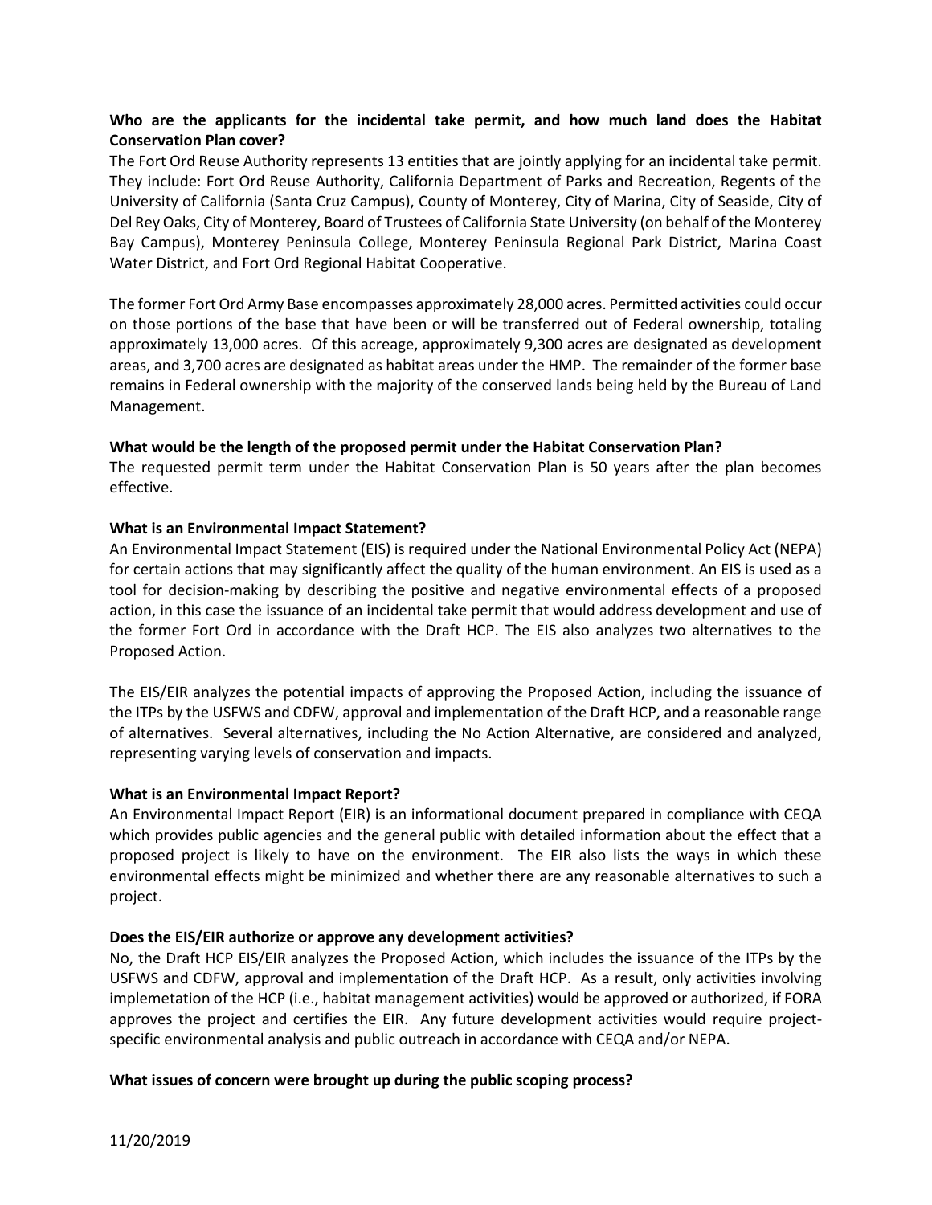**Who are the applicants for the incidental take permit, and how much land does the Habitat Conservation Plan cover?**

The Fort Ord Reuse Authority represents 13 entities that are jointly applying for an incidental take permit. They include: Fort Ord Reuse Authority, California Department of Parks and Recreation, Regents of the University of California (Santa Cruz Campus), County of Monterey, City of Marina, City of Seaside, City of Del Rey Oaks, City of Monterey, Board of Trustees of California State University (on behalf of the Monterey Bay Campus), Monterey Peninsula College, Monterey Peninsula Regional Park District, Marina Coast Water District, and Fort Ord Regional Habitat Cooperative.

The former Fort Ord Army Base encompasses approximately 28,000 acres. Permitted activities could occur on those portions of the base that have been or will be transferred out of Federal ownership, totaling approximately 13,000 acres. Of this acreage, approximately 9,300 acres are designated as development areas, and 3,700 acres are designated as habitat areas under the HMP. The remainder of the former base remains in Federal ownership with the majority of the conserved lands being held by the Bureau of Land Management.

**What would be the length of the proposed permit under the Habitat Conservation Plan?**

The requested permit term under the Habitat Conservation Plan is 50 years after the plan becomes effective.

**What is an Environmental Impact Statement?**

An Environmental Impact Statement (EIS) is required under the National Environmental Policy Act (NEPA) for certain actions that may significantly affect the quality of the human environment. An EIS is used as a tool for decision-making by describing the positive and negative environmental effects of a proposed action, in this case the issuance of an incidental take permit that would address development and use of the former Fort Ord in accordance with the Draft HCP. The EIS also analyzes two alternatives to the Proposed Action.

The EIS/EIR analyzes the potential impacts of approving the Proposed Action, including the issuance of the ITPs by the USFWS and CDFW, approval and implementation of the Draft HCP, and a reasonable range of alternatives. Several alternatives, including the No Action Alternative, are considered and analyzed, representing varying levels of conservation and impacts.

**What is an Environmental Impact Report?**

An Environmental Impact Report (EIR) is an informational document prepared in compliance with CEQA which provides public agencies and the general public with detailed information about the effect that a proposed project is likely to have on the environment. The EIR also lists the ways in which these environmental effects might be minimized and whether there are any reasonable alternatives to such a project.

**Does the EIS/EIR authorize or approve any development activities?**

No, the Draft HCP EIS/EIR analyzes the Proposed Action, which includes the issuance of the ITPs by the USFWS and CDFW, approval and implementation of the Draft HCP. As a result, only activities involving implemetation of the HCP (i.e., habitat management activities) would be approved or authorized, if FORA approves the project and certifies the EIR. Any future development activities would require project-specific environmental analysis and public outreach in accordance with CEQA and/or NEPA.

**What issues of concern were brought up during the public scoping process?**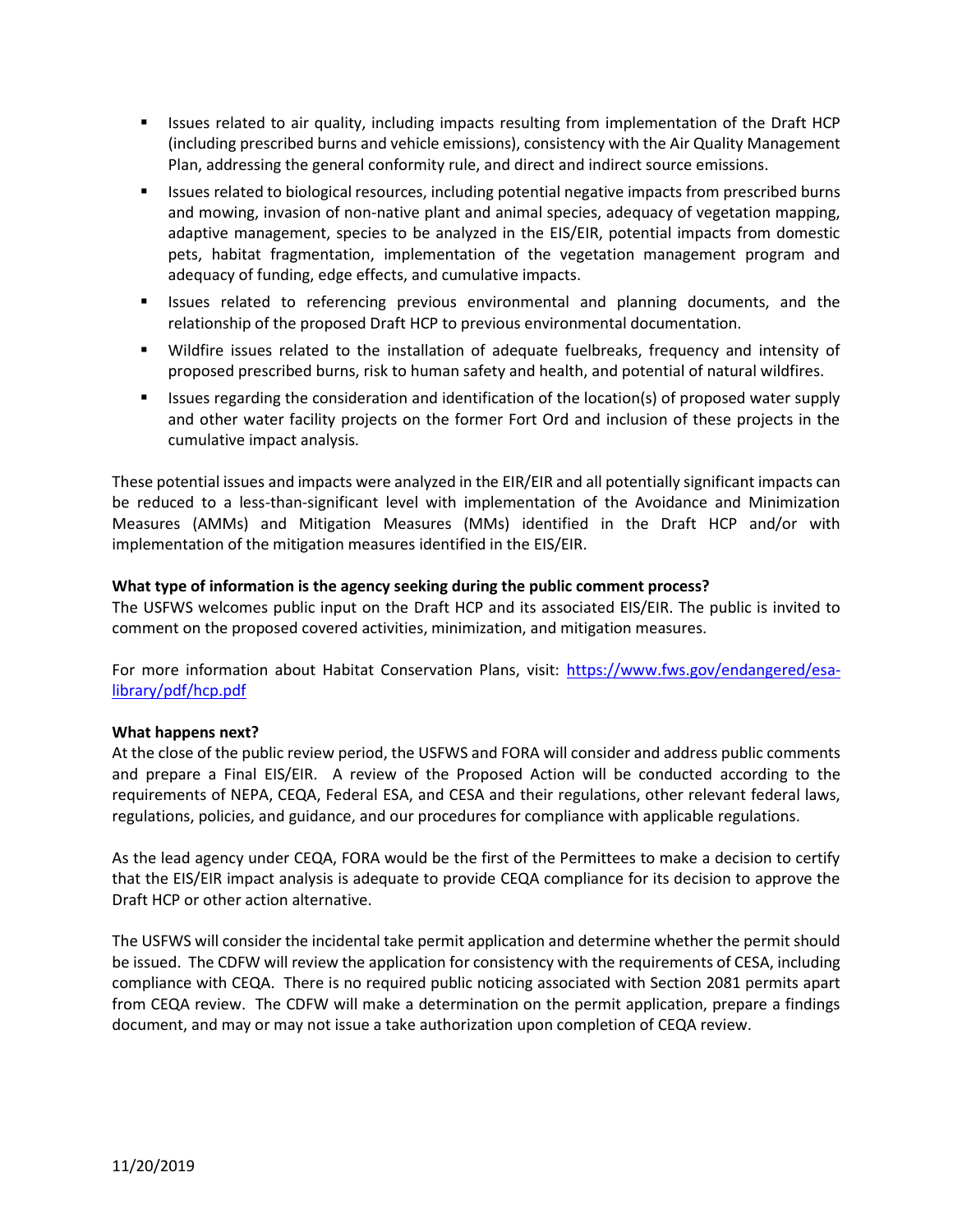- Issues related to air quality, including impacts resulting from implementation of the Draft HCP (including prescribed burns and vehicle emissions), consistency with the Air Quality Management Plan, addressing the general conformity rule, and direct and indirect source emissions.
- Issues related to biological resources, including potential negative impacts from prescribed burns and mowing, invasion of non-native plant and animal species, adequacy of vegetation mapping, adaptive management, species to be analyzed in the EIS/EIR, potential impacts from domestic pets, habitat fragmentation, implementation of the vegetation management program and adequacy of funding, edge effects, and cumulative impacts.
- Issues related to referencing previous environmental and planning documents, and the relationship of the proposed Draft HCP to previous environmental documentation.
- Wildfire issues related to the installation of adequate fuelbreaks, frequency and intensity of proposed prescribed burns, risk to human safety and health, and potential of natural wildfires.
- Issues regarding the consideration and identification of the location(s) of proposed water supply and other water facility projects on the former Fort Ord and inclusion of these projects in the cumulative impact analysis.

These potential issues and impacts were analyzed in the EIR/EIR and all potentially significant impacts can be reduced to a less-than-significant level with implementation of the Avoidance and Minimization Measures (AMMs) and Mitigation Measures (MMs) identified in the Draft HCP and/or with implementation of the mitigation measures identified in the EIS/EIR.

**What type of information is the agency seeking during the public comment process?**
The USFWS welcomes public input on the Draft HCP and its associated EIS/EIR. The public is invited to comment on the proposed covered activities, minimization, and mitigation measures.

For more information about Habitat Conservation Plans, visit: [https://www.fws.gov/endangered/esa-library/pdf/hcp.pdf](https://www.fws.gov/endangered/esa-library/pdf/hcp.pdf)

**What happens next?**
At the close of the public review period, the USFWS and FORA will consider and address public comments and prepare a Final EIS/EIR. A review of the Proposed Action will be conducted according to the requirements of NEPA, CEQA, Federal ESA, and CESA and their regulations, other relevant federal laws, regulations, policies, and guidance, and our procedures for compliance with applicable regulations.

As the lead agency under CEQA, FORA would be the first of the Permittees to make a decision to certify that the EIS/EIR impact analysis is adequate to provide CEQA compliance for its decision to approve the Draft HCP or other action alternative.

The USFWS will consider the incidental take permit application and determine whether the permit should be issued. The CDFW will review the application for consistency with the requirements of CESA, including compliance with CEQA. There is no required public noticing associated with Section 2081 permits apart from CEQA review. The CDFW will make a determination on the permit application, prepare a findings document, and may or may not issue a take authorization upon completion of CEQA review.

11/20/2019